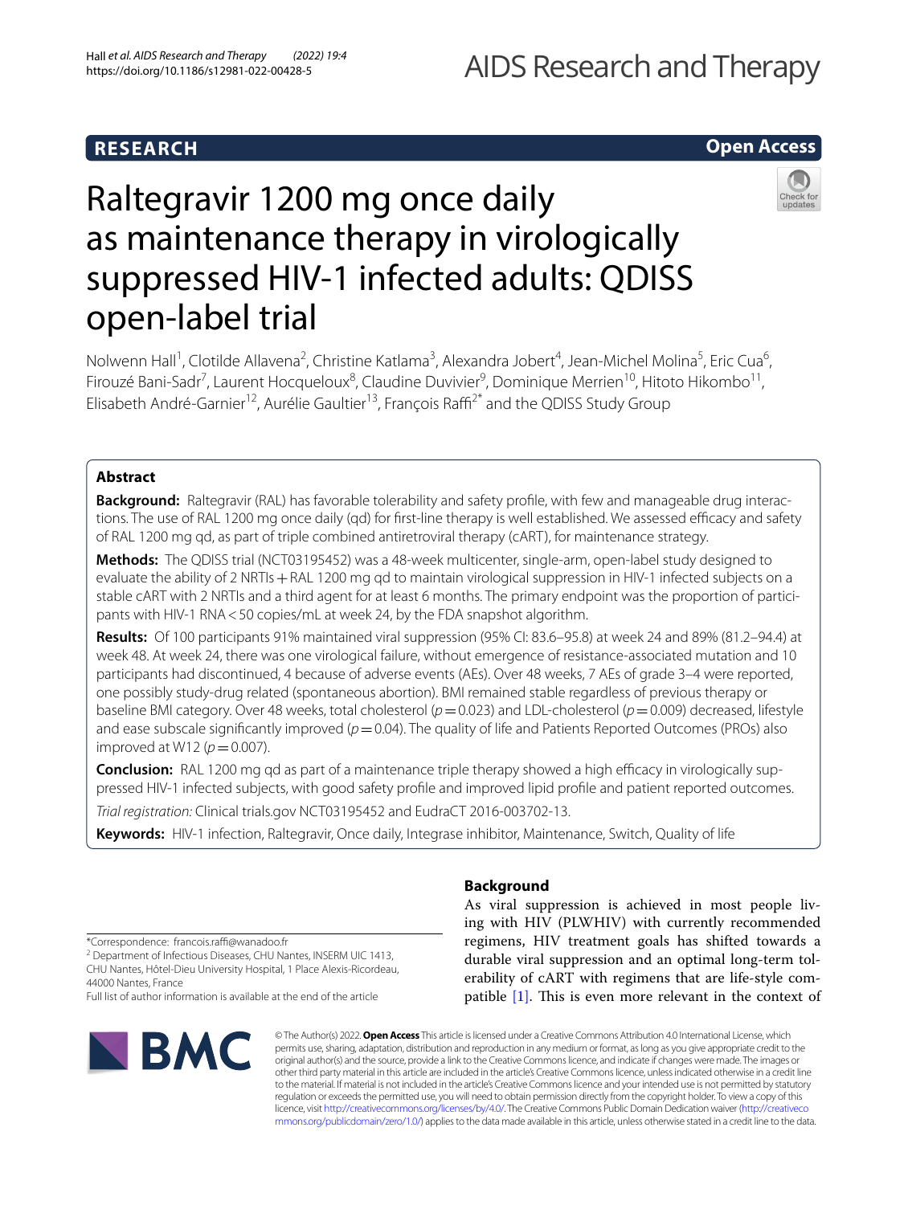RESEARCH

Open Access

# Raltegravir 1200 mg once daily as maintenance therapy in virologically suppressed HIV-1 infected adults: QDISS open-label trial

Nolwenn Hall[1], Clotilde Allavena[2], Christine Katlama[3], Alexandra Jobert[4], Jean-Michel Molina[5], Eric Cua[6], Firouzé Bani-Sadr[7], Laurent Hocqueloux[8], Claudine Duvivier[9], Dominique Merrien[10], Hitoto Hikombo[11], Elisabeth André-Garnier[12], Aurélie Gaultier[13], François Raffi[2*] and the QDISS Study Group

## Abstract

**Background:** Raltegravir (RAL) has favorable tolerability and safety profile, with few and manageable drug interactions. The use of RAL 1200 mg once daily (qd) for first-line therapy is well established. We assessed efficacy and safety of RAL 1200 mg qd, as part of triple combined antiretroviral therapy (cART), for maintenance strategy.

**Methods:** The QDISS trial (NCT03195452) was a 48-week multicenter, single-arm, open-label study designed to evaluate the ability of 2 NRTIs + RAL 1200 mg qd to maintain virological suppression in HIV-1 infected subjects on a stable cART with 2 NRTIs and a third agent for at least 6 months. The primary endpoint was the proportion of participants with HIV-1 RNA < 50 copies/mL at week 24, by the FDA snapshot algorithm.

**Results:** Of 100 participants 91% maintained viral suppression (95% CI: 83.6–95.8) at week 24 and 89% (81.2–94.4) at week 48. At week 24, there was one virological failure, without emergence of resistance-associated mutation and 10 participants had discontinued, 4 because of adverse events (AEs). Over 48 weeks, 7 AEs of grade 3–4 were reported, one possibly study-drug related (spontaneous abortion). BMI remained stable regardless of previous therapy or baseline BMI category. Over 48 weeks, total cholesterol ($p = 0.023$) and LDL-cholesterol ($p = 0.009$) decreased, lifestyle and ease subscale significantly improved ($p = 0.04$). The quality of life and Patients Reported Outcomes (PROs) also improved at W12 ($p = 0.007$).

**Conclusion:** RAL 1200 mg qd as part of a maintenance triple therapy showed a high efficacy in virologically suppressed HIV-1 infected subjects, with good safety profile and improved lipid profile and patient reported outcomes.

*Trial registration:* Clinical trials.gov NCT03195452 and EudraCT 2016-003702-13.

**Keywords:** HIV-1 infection, Raltegravir, Once daily, Integrase inhibitor, Maintenance, Switch, Quality of life

## Background

As viral suppression is achieved in most people living with HIV (PLWHIV) with currently recommended regimens, HIV treatment goals has shifted towards a durable viral suppression and an optimal long-term tolerability of cART with regimens that are life-style compatible [1]. This is even more relevant in the context of

*Correspondence: francois.raffi@wanadoo.fr
[2] Department of Infectious Diseases, CHU Nantes, INSERM UIC 1413, CHU Nantes, Hôtel-Dieu University Hospital, 1 Place Alexis-Ricordeau, 44000 Nantes, France
Full list of author information is available at the end of the article

© The Author(s) 2022. **Open Access** This article is licensed under a Creative Commons Attribution 4.0 International License, which permits use, sharing, adaptation, distribution and reproduction in any medium or format, as long as you give appropriate credit to the original author(s) and the source, provide a link to the Creative Commons licence, and indicate if changes were made. The images or other third party material in this article are included in the article's Creative Commons licence, unless indicated otherwise in a credit line to the material. If material is not included in the article's Creative Commons licence and your intended use is not permitted by statutory regulation or exceeds the permitted use, you will need to obtain permission directly from the copyright holder. To view a copy of this licence, visit http://creativecommons.org/licenses/by/4.0/. The Creative Commons Public Domain Dedication waiver (http://creativecommons.org/publicdomain/zero/1.0/) applies to the data made available in this article, unless otherwise stated in a credit line to the data.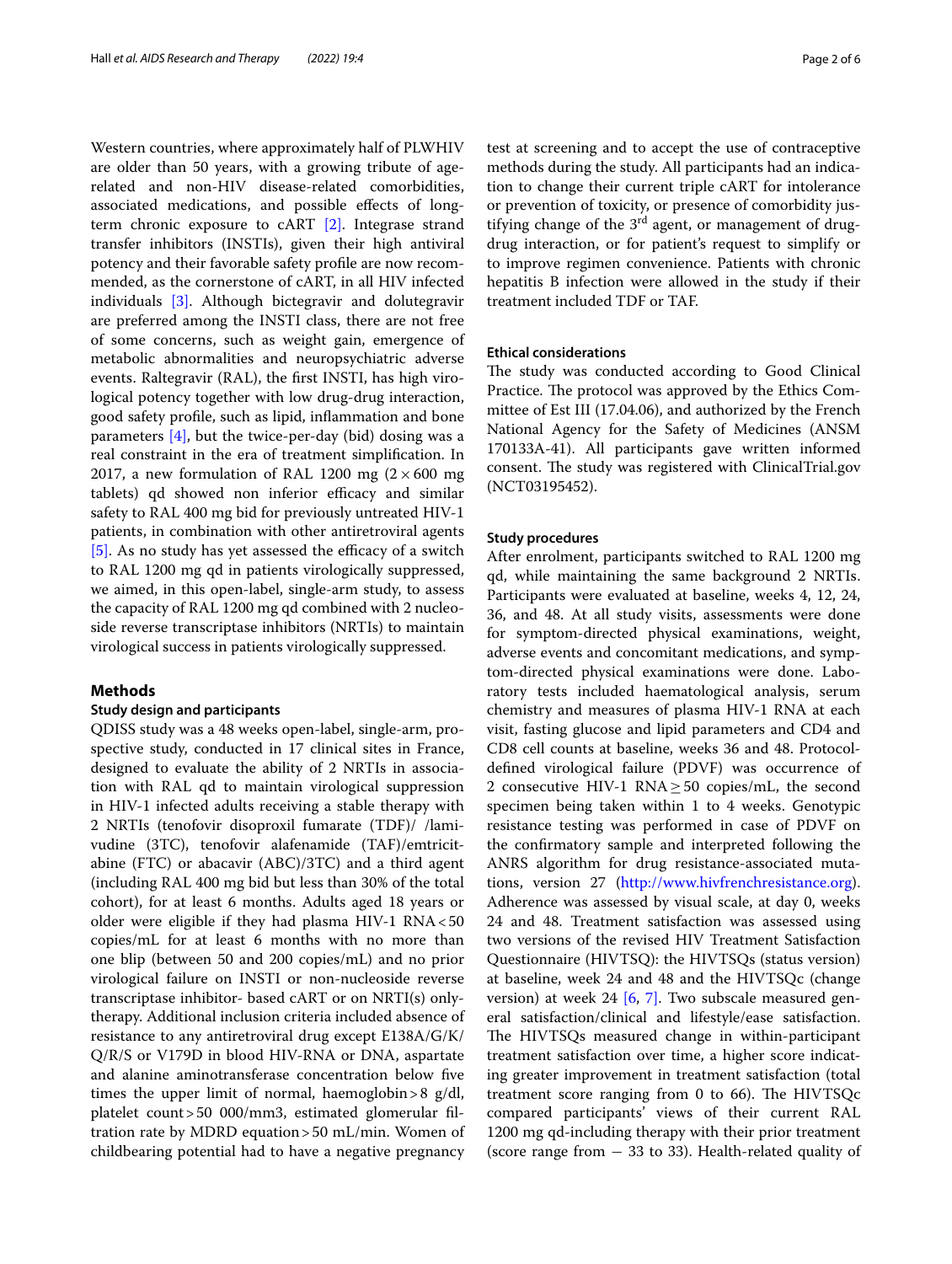Western countries, where approximately half of PLWHIV are older than 50 years, with a growing tribute of age-related and non-HIV disease-related comorbidities, associated medications, and possible effects of long-term chronic exposure to cART [2]. Integrase strand transfer inhibitors (INSTIs), given their high antiviral potency and their favorable safety profile are now recommended, as the cornerstone of cART, in all HIV infected individuals [3]. Although bictegravir and dolutegravir are preferred among the INSTI class, there are not free of some concerns, such as weight gain, emergence of metabolic abnormalities and neuropsychiatric adverse events. Raltegravir (RAL), the first INSTI, has high virological potency together with low drug-drug interaction, good safety profile, such as lipid, inflammation and bone parameters [4], but the twice-per-day (bid) dosing was a real constraint in the era of treatment simplification. In 2017, a new formulation of RAL 1200 mg ($2 \times 600$ mg tablets) qd showed non inferior efficacy and similar safety to RAL 400 mg bid for previously untreated HIV-1 patients, in combination with other antiretroviral agents [5]. As no study has yet assessed the efficacy of a switch to RAL 1200 mg qd in patients virologically suppressed, we aimed, in this open-label, single-arm study, to assess the capacity of RAL 1200 mg qd combined with 2 nucleoside reverse transcriptase inhibitors (NRTIs) to maintain virological success in patients virologically suppressed.

## Methods

### Study design and participants

QDISS study was a 48 weeks open-label, single-arm, prospective study, conducted in 17 clinical sites in France, designed to evaluate the ability of 2 NRTIs in association with RAL qd to maintain virological suppression in HIV-1 infected adults receiving a stable therapy with 2 NRTIs (tenofovir disoproxil fumarate (TDF)/ /lamivudine (3TC), tenofovir alafenamide (TAF)/emtricitabine (FTC) or abacavir (ABC)/3TC) and a third agent (including RAL 400 mg bid but less than 30% of the total cohort), for at least 6 months. Adults aged 18 years or older were eligible if they had plasma HIV-1 RNA < 50 copies/mL for at least 6 months with no more than one blip (between 50 and 200 copies/mL) and no prior virological failure on INSTI or non-nucleoside reverse transcriptase inhibitor- based cART or on NRTI(s) only-therapy. Additional inclusion criteria included absence of resistance to any antiretroviral drug except E138A/G/K/Q/R/S or V179D in blood HIV-RNA or DNA, aspartate and alanine aminotransferase concentration below five times the upper limit of normal, haemoglobin > 8 g/dl, platelet count > 50 000/mm3, estimated glomerular filtration rate by MDRD equation > 50 mL/min. Women of childbearing potential had to have a negative pregnancy test at screening and to accept the use of contraceptive methods during the study. All participants had an indication to change their current triple cART for intolerance or prevention of toxicity, or presence of comorbidity justifying change of the 3rd agent, or management of drug-drug interaction, or for patient's request to simplify or to improve regimen convenience. Patients with chronic hepatitis B infection were allowed in the study if their treatment included TDF or TAF.

### Ethical considerations

The study was conducted according to Good Clinical Practice. The protocol was approved by the Ethics Committee of Est III (17.04.06), and authorized by the French National Agency for the Safety of Medicines (ANSM 170133A-41). All participants gave written informed consent. The study was registered with ClinicalTrial.gov (NCT03195452).

### Study procedures

After enrolment, participants switched to RAL 1200 mg qd, while maintaining the same background 2 NRTIs. Participants were evaluated at baseline, weeks 4, 12, 24, 36, and 48. At all study visits, assessments were done for symptom-directed physical examinations, weight, adverse events and concomitant medications, and symptom-directed physical examinations were done. Laboratory tests included haematological analysis, serum chemistry and measures of plasma HIV-1 RNA at each visit, fasting glucose and lipid parameters and CD4 and CD8 cell counts at baseline, weeks 36 and 48. Protocol-defined virological failure (PDVF) was occurrence of 2 consecutive HIV-1 RNA ≥ 50 copies/mL, the second specimen being taken within 1 to 4 weeks. Genotypic resistance testing was performed in case of PDVF on the confirmatory sample and interpreted following the ANRS algorithm for drug resistance-associated mutations, version 27 (http://www.hivfrenchresistance.org). Adherence was assessed by visual scale, at day 0, weeks 24 and 48. Treatment satisfaction was assessed using two versions of the revised HIV Treatment Satisfaction Questionnaire (HIVTSQ): the HIVTSQs (status version) at baseline, week 24 and 48 and the HIVTSQc (change version) at week 24 [6, 7]. Two subscale measured general satisfaction/clinical and lifestyle/ease satisfaction. The HIVTSQs measured change in within-participant treatment satisfaction over time, a higher score indicating greater improvement in treatment satisfaction (total treatment score ranging from 0 to 66). The HIVTSQc compared participants' views of their current RAL 1200 mg qd-including therapy with their prior treatment (score range from − 33 to 33). Health-related quality of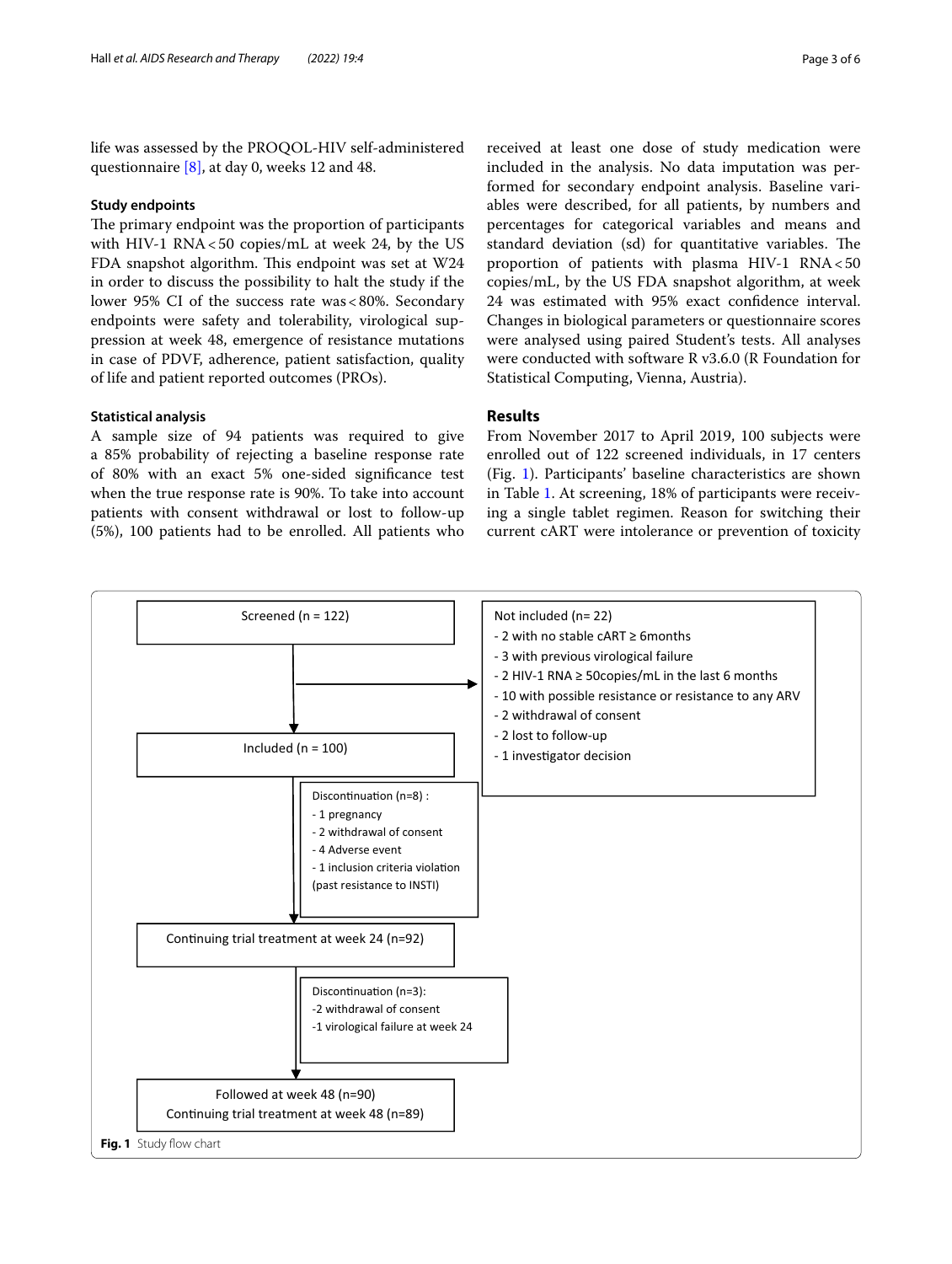life was assessed by the PROQOL-HIV self-administered questionnaire [8], at day 0, weeks 12 and 48.

### Study endpoints

The primary endpoint was the proportion of participants with HIV-1 RNA < 50 copies/mL at week 24, by the US FDA snapshot algorithm. This endpoint was set at W24 in order to discuss the possibility to halt the study if the lower 95% CI of the success rate was < 80%. Secondary endpoints were safety and tolerability, virological suppression at week 48, emergence of resistance mutations in case of PDVF, adherence, patient satisfaction, quality of life and patient reported outcomes (PROs).

### Statistical analysis

A sample size of 94 patients was required to give a 85% probability of rejecting a baseline response rate of 80% with an exact 5% one-sided significance test when the true response rate is 90%. To take into account patients with consent withdrawal or lost to follow-up (5%), 100 patients had to be enrolled. All patients who received at least one dose of study medication were included in the analysis. No data imputation was performed for secondary endpoint analysis. Baseline variables were described, for all patients, by numbers and percentages for categorical variables and means and standard deviation (sd) for quantitative variables. The proportion of patients with plasma HIV-1 RNA < 50 copies/mL, by the US FDA snapshot algorithm, at week 24 was estimated with 95% exact confidence interval. Changes in biological parameters or questionnaire scores were analysed using paired Student's tests. All analyses were conducted with software R v3.6.0 (R Foundation for Statistical Computing, Vienna, Austria).

## Results

From November 2017 to April 2019, 100 subjects were enrolled out of 122 screened individuals, in 17 centers (Fig. 1). Participants' baseline characteristics are shown in Table 1. At screening, 18% of participants were receiving a single tablet regimen. Reason for switching their current cART were intolerance or prevention of toxicity

Screened (n = 122)

Not included (n= 22)
- 2 with no stable cART ≥ 6months
- 3 with previous virological failure
- 2 HIV-1 RNA ≥ 50copies/mL in the last 6 months
- 10 with possible resistance or resistance to any ARV
- 2 withdrawal of consent
- 2 lost to follow-up
- 1 investigator decision

Included (n = 100)

Discontinuation (n=8) :
- 1 pregnancy
- 2 withdrawal of consent
- 4 Adverse event
- 1 inclusion criteria violation (past resistance to INSTI)

Continuing trial treatment at week 24 (n=92)

Discontinuation (n=3):
- 2 withdrawal of consent
- 1 virological failure at week 24

Followed at week 48 (n=90)
Continuing trial treatment at week 48 (n=89)

**Fig. 1** Study flow chart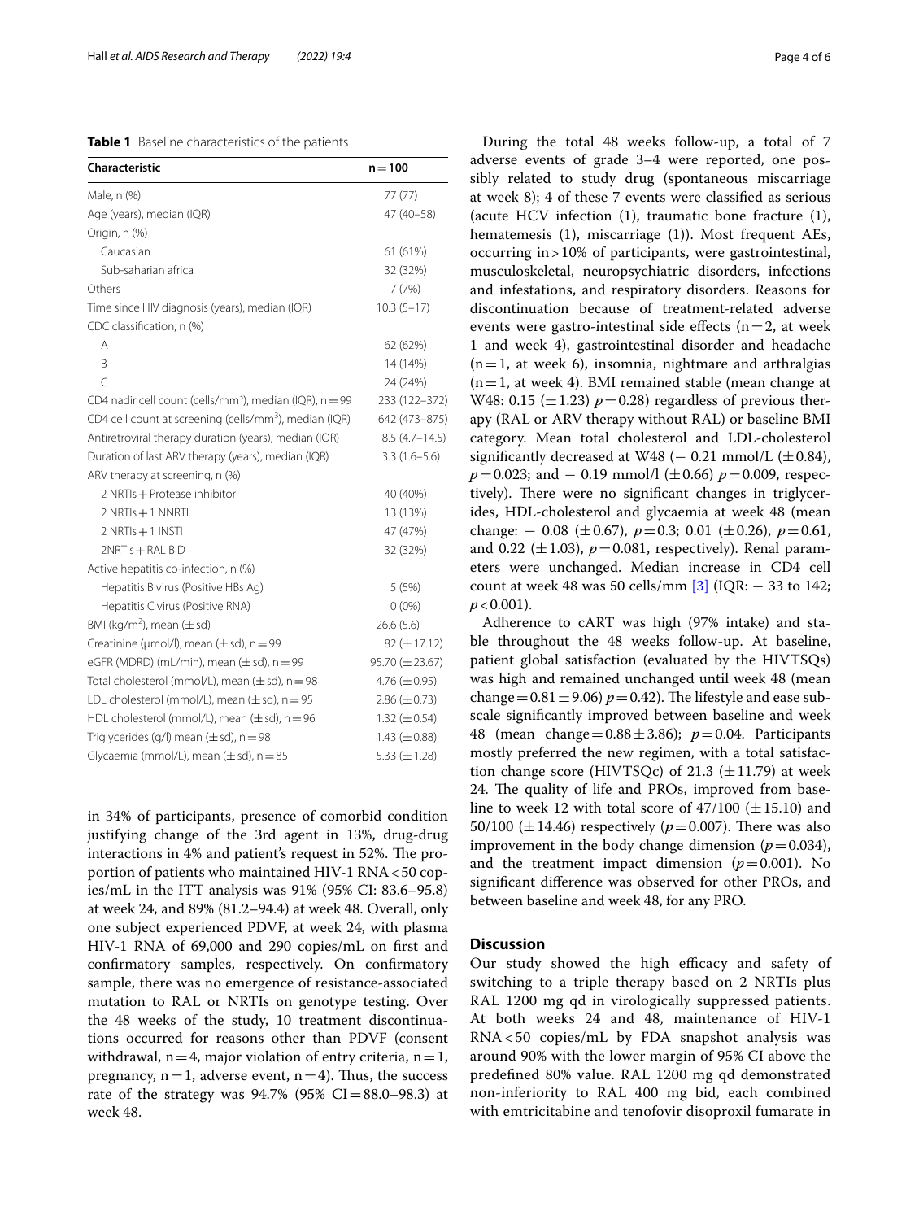**Table 1** Baseline characteristics of the patients

| Characteristic | n = 100 |
|---|---|
| Male, n (%) | 77 (77) |
| Age (years), median (IQR) | 47 (40–58) |
| Origin, n (%) | |
| Caucasian | 61 (61%) |
| Sub-saharian africa | 32 (32%) |
| Others | 7 (7%) |
| Time since HIV diagnosis (years), median (IQR) | 10.3 (5–17) |
| CDC classification, n (%) | |
| A | 62 (62%) |
| B | 14 (14%) |
| C | 24 (24%) |
| CD4 nadir cell count (cells/mm$^3$), median (IQR), n = 99 | 233 (122–372) |
| CD4 cell count at screening (cells/mm$^3$), median (IQR) | 642 (473–875) |
| Antiretroviral therapy duration (years), median (IQR) | 8.5 (4.7–14.5) |
| Duration of last ARV therapy (years), median (IQR) | 3.3 (1.6–5.6) |
| ARV therapy at screening, n (%) | |
| 2 NRTIs + Protease inhibitor | 40 (40%) |
| 2 NRTIs + 1 NNRTI | 13 (13%) |
| 2 NRTIs + 1 INSTI | 47 (47%) |
| 2NRTIs + RAL BID | 32 (32%) |
| Active hepatitis co-infection, n (%) | |
| Hepatitis B virus (Positive HBs Ag) | 5 (5%) |
| Hepatitis C virus (Positive RNA) | 0 (0%) |
| BMI (kg/m$^2$), mean (± sd) | 26.6 (5.6) |
| Creatinine (µmol/l), mean (± sd), n = 99 | 82 (± 17.12) |
| eGFR (MDRD) (mL/min), mean (± sd), n = 99 | 95.70 (± 23.67) |
| Total cholesterol (mmol/L), mean (± sd), n = 98 | 4.76 (± 0.95) |
| LDL cholesterol (mmol/L), mean (± sd), n = 95 | 2.86 (± 0.73) |
| HDL cholesterol (mmol/L), mean (± sd), n = 96 | 1.32 (± 0.54) |
| Triglycerides (g/l) mean (± sd), n = 98 | 1.43 (± 0.88) |
| Glycaemia (mmol/L), mean (± sd), n = 85 | 5.33 (± 1.28) |

in 34% of participants, presence of comorbid condition justifying change of the 3rd agent in 13%, drug-drug interactions in 4% and patient's request in 52%. The proportion of patients who maintained HIV-1 RNA < 50 copies/mL in the ITT analysis was 91% (95% CI: 83.6–95.8) at week 24, and 89% (81.2–94.4) at week 48. Overall, only one subject experienced PDVF, at week 24, with plasma HIV-1 RNA of 69,000 and 290 copies/mL on first and confirmatory samples, respectively. On confirmatory sample, there was no emergence of resistance-associated mutation to RAL or NRTIs on genotype testing. Over the 48 weeks of the study, 10 treatment discontinuations occurred for reasons other than PDVF (consent withdrawal, n = 4, major violation of entry criteria, n = 1, pregnancy, n = 1, adverse event, n = 4). Thus, the success rate of the strategy was 94.7% (95% CI = 88.0–98.3) at week 48.

During the total 48 weeks follow-up, a total of 7 adverse events of grade 3–4 were reported, one possibly related to study drug (spontaneous miscarriage at week 8); 4 of these 7 events were classified as serious (acute HCV infection (1), traumatic bone fracture (1), hematemesis (1), miscarriage (1)). Most frequent AEs, occurring in > 10% of participants, were gastrointestinal, musculoskeletal, neuropsychiatric disorders, infections and infestations, and respiratory disorders. Reasons for discontinuation because of treatment-related adverse events were gastro-intestinal side effects (n = 2, at week 1 and week 4), gastrointestinal disorder and headache (n = 1, at week 6), insomnia, nightmare and arthralgias (n = 1, at week 4). BMI remained stable (mean change at W48: 0.15 (± 1.23) $p = 0.28$) regardless of previous therapy (RAL or ARV therapy without RAL) or baseline BMI category. Mean total cholesterol and LDL-cholesterol significantly decreased at W48 (− 0.21 mmol/L (± 0.84), $p = 0.023$; and − 0.19 mmol/l (± 0.66) $p = 0.009$, respectively). There were no significant changes in triglycerides, HDL-cholesterol and glycaemia at week 48 (mean change: − 0.08 (± 0.67), $p = 0.3$; 0.01 (± 0.26), $p = 0.61$, and 0.22 (± 1.03), $p = 0.081$, respectively). Renal parameters were unchanged. Median increase in CD4 cell count at week 48 was 50 cells/mm [3] (IQR: − 33 to 142; $p < 0.001$).

Adherence to cART was high (97% intake) and stable throughout the 48 weeks follow-up. At baseline, patient global satisfaction (evaluated by the HIVTSQs) was high and remained unchanged until week 48 (mean change = 0.81 ± 9.06) $p = 0.42$). The lifestyle and ease subscale significantly improved between baseline and week 48 (mean change = 0.88 ± 3.86); $p = 0.04$. Participants mostly preferred the new regimen, with a total satisfaction change score (HIVTSQc) of 21.3 (± 11.79) at week 24. The quality of life and PROs, improved from baseline to week 12 with total score of 47/100 (± 15.10) and 50/100 (± 14.46) respectively ($p = 0.007$). There was also improvement in the body change dimension ($p = 0.034$), and the treatment impact dimension ($p = 0.001$). No significant difference was observed for other PROs, and between baseline and week 48, for any PRO.

## Discussion

Our study showed the high efficacy and safety of switching to a triple therapy based on 2 NRTIs plus RAL 1200 mg qd in virologically suppressed patients. At both weeks 24 and 48, maintenance of HIV-1 RNA < 50 copies/mL by FDA snapshot analysis was around 90% with the lower margin of 95% CI above the predefined 80% value. RAL 1200 mg qd demonstrated non-inferiority to RAL 400 mg bid, each combined with emtricitabine and tenofovir disoproxil fumarate in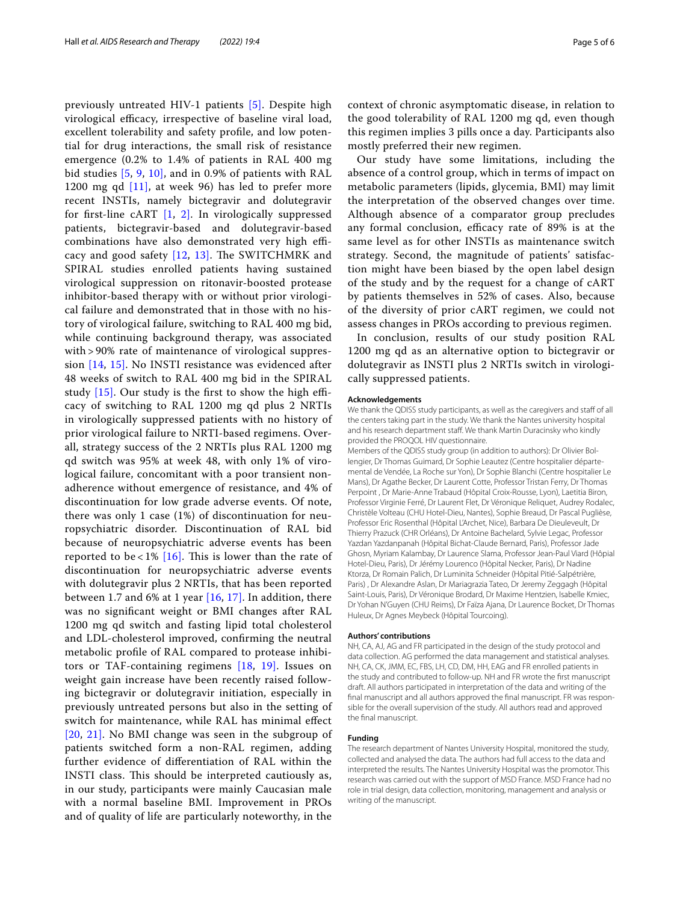previously untreated HIV-1 patients [5]. Despite high virological efficacy, irrespective of baseline viral load, excellent tolerability and safety profile, and low potential for drug interactions, the small risk of resistance emergence (0.2% to 1.4% of patients in RAL 400 mg bid studies [5, 9, 10], and in 0.9% of patients with RAL 1200 mg qd [11], at week 96) has led to prefer more recent INSTIs, namely bictegravir and dolutegravir for first-line cART [1, 2]. In virologically suppressed patients, bictegravir-based and dolutegravir-based combinations have also demonstrated very high efficacy and good safety [12, 13]. The SWITCHMRK and SPIRAL studies enrolled patients having sustained virological suppression on ritonavir-boosted protease inhibitor-based therapy with or without prior virological failure and demonstrated that in those with no history of virological failure, switching to RAL 400 mg bid, while continuing background therapy, was associated with >90% rate of maintenance of virological suppression [14, 15]. No INSTI resistance was evidenced after 48 weeks of switch to RAL 400 mg bid in the SPIRAL study [15]. Our study is the first to show the high efficacy of switching to RAL 1200 mg qd plus 2 NRTIs in virologically suppressed patients with no history of prior virological failure to NRTI-based regimens. Overall, strategy success of the 2 NRTIs plus RAL 1200 mg qd switch was 95% at week 48, with only 1% of virological failure, concomitant with a poor transient non-adherence without emergence of resistance, and 4% of discontinuation for low grade adverse events. Of note, there was only 1 case (1%) of discontinuation for neuropsychiatric disorder. Discontinuation of RAL bid because of neuropsychiatric adverse events has been reported to be <1% [16]. This is lower than the rate of discontinuation for neuropsychiatric adverse events with dolutegravir plus 2 NRTIs, that has been reported between 1.7 and 6% at 1 year [16, 17]. In addition, there was no significant weight or BMI changes after RAL 1200 mg qd switch and fasting lipid total cholesterol and LDL-cholesterol improved, confirming the neutral metabolic profile of RAL compared to protease inhibitors or TAF-containing regimens [18, 19]. Issues on weight gain increase have been recently raised following bictegravir or dolutegravir initiation, especially in previously untreated persons but also in the setting of switch for maintenance, while RAL has minimal effect [20, 21]. No BMI change was seen in the subgroup of patients switched form a non-RAL regimen, adding further evidence of differentiation of RAL within the INSTI class. This should be interpreted cautiously as, in our study, participants were mainly Caucasian male with a normal baseline BMI. Improvement in PROs and of quality of life are particularly noteworthy, in the context of chronic asymptomatic disease, in relation to the good tolerability of RAL 1200 mg qd, even though this regimen implies 3 pills once a day. Participants also mostly preferred their new regimen.

Our study have some limitations, including the absence of a control group, which in terms of impact on metabolic parameters (lipids, glycemia, BMI) may limit the interpretation of the observed changes over time. Although absence of a comparator group precludes any formal conclusion, efficacy rate of 89% is at the same level as for other INSTIs as maintenance switch strategy. Second, the magnitude of patients' satisfaction might have been biased by the open label design of the study and by the request for a change of cART by patients themselves in 52% of cases. Also, because of the diversity of prior cART regimen, we could not assess changes in PROs according to previous regimen.

In conclusion, results of our study position RAL 1200 mg qd as an alternative option to bictegravir or dolutegravir as INSTI plus 2 NRTIs switch in virologically suppressed patients.

#### Acknowledgements

We thank the QDISS study participants, as well as the caregivers and staff of all the centers taking part in the study. We thank the Nantes university hospital and his research department staff. We thank Martin Duracinsky who kindly provided the PROQOL HIV questionnaire.

Members of the QDISS study group (in addition to authors): Dr Olivier Bollengier, Dr Thomas Guimard, Dr Sophie Leautez (Centre hospitalier départemental de Vendée, La Roche sur Yon), Dr Sophie Blanchi (Centre hospitalier Le Mans), Dr Agathe Becker, Dr Laurent Cotte, Professor Tristan Ferry, Dr Thomas Perpoint , Dr Marie-Anne Trabaud (Hôpital Croix-Rousse, Lyon), Laetitia Biron, Professor Virginie Ferré, Dr Laurent Flet, Dr Véronique Reliquet, Audrey Rodalec, Christèle Volteau (CHU Hotel-Dieu, Nantes), Sophie Breaud, Dr Pascal Pugliése, Professor Eric Rosenthal (Hôpital L'Archet, Nice), Barbara De Dieuleveult, Dr Thierry Prazuck (CHR Orléans), Dr Antoine Bachelard, Sylvie Legac, Professor Yazdan Yazdanpanah (Hôpital Bichat-Claude Bernard, Paris), Professor Jade Ghosn, Myriam Kalambay, Dr Laurence Slama, Professor Jean-Paul Viard (Hôpial Hotel-Dieu, Paris), Dr Jérémy Lourenco (Hôpital Necker, Paris), Dr Nadine Ktorza, Dr Romain Palich, Dr Luminita Schneider (Hôpital Pitié-Salpétrière, Paris) , Dr Alexandre Aslan, Dr Mariagrazia Tateo, Dr Jeremy Zeggagh (Hôpital Saint-Louis, Paris), Dr Véronique Brodard, Dr Maxime Hentzien, Isabelle Kmiec, Dr Yohan N'Guyen (CHU Reims), Dr Faïza Ajana, Dr Laurence Bocket, Dr Thomas Huleux, Dr Agnes Meybeck (Hôpital Tourcoing).

#### Authors' contributions

NH, CA, AJ, AG and FR participated in the design of the study protocol and data collection. AG performed the data management and statistical analyses. NH, CA, CK, JMM, EC, FBS, LH, CD, DM, HH, EAG and FR enrolled patients in the study and contributed to follow-up. NH and FR wrote the first manuscript draft. All authors participated in interpretation of the data and writing of the final manuscript and all authors approved the final manuscript. FR was responsible for the overall supervision of the study. All authors read and approved the final manuscript.

#### Funding

The research department of Nantes University Hospital, monitored the study, collected and analysed the data. The authors had full access to the data and interpreted the results. The Nantes University Hospital was the promotor. This research was carried out with the support of MSD France. MSD France had no role in trial design, data collection, monitoring, management and analysis or writing of the manuscript.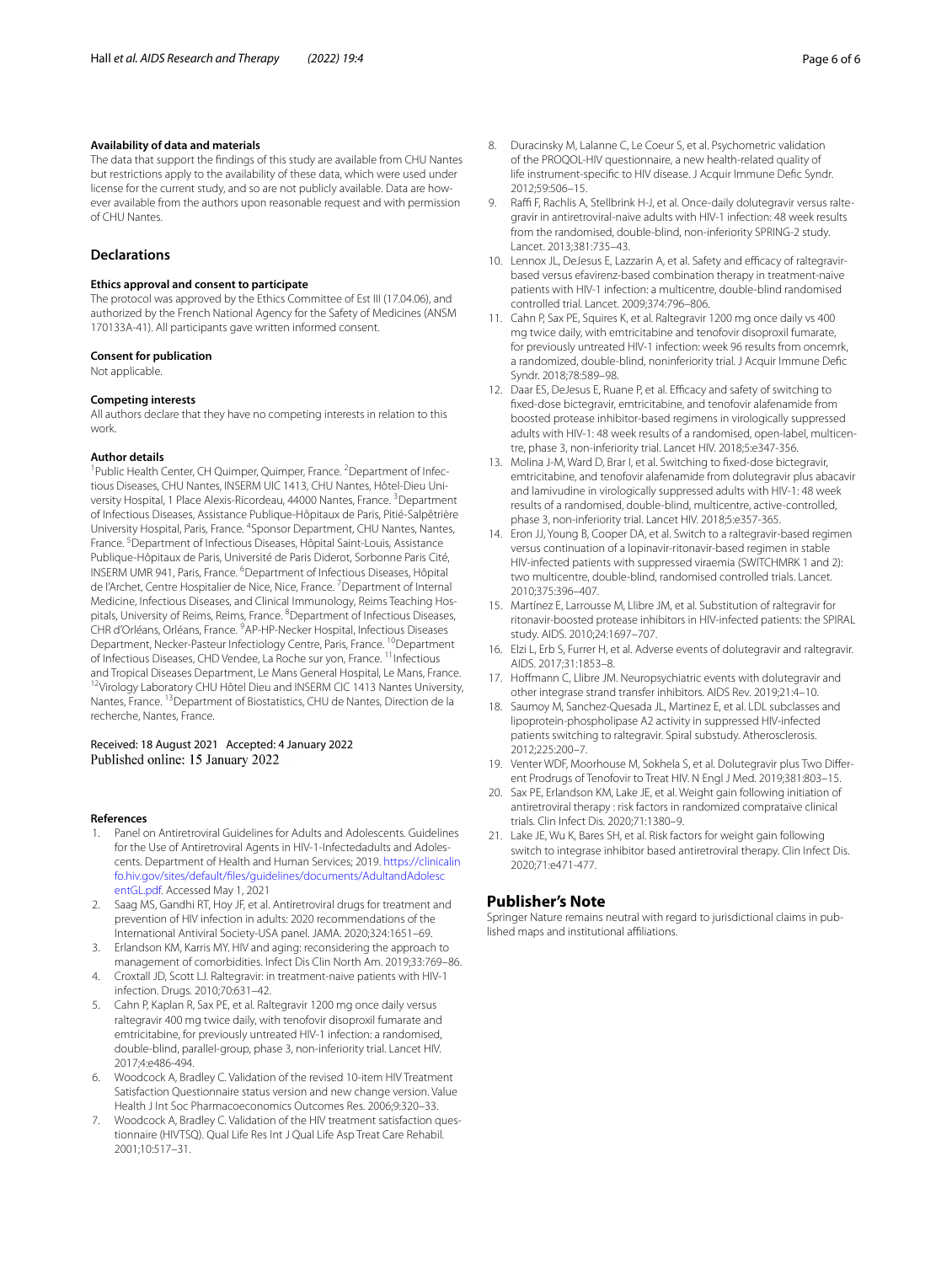#### Availability of data and materials

The data that support the findings of this study are available from CHU Nantes but restrictions apply to the availability of these data, which were used under license for the current study, and so are not publicly available. Data are however available from the authors upon reasonable request and with permission of CHU Nantes.

## Declarations

#### Ethics approval and consent to participate

The protocol was approved by the Ethics Committee of Est III (17.04.06), and authorized by the French National Agency for the Safety of Medicines (ANSM 170133A-41). All participants gave written informed consent.

#### Consent for publication

Not applicable.

#### Competing interests

All authors declare that they have no competing interests in relation to this work.

#### Author details

[1]Public Health Center, CH Quimper, Quimper, France. [2]Department of Infectious Diseases, CHU Nantes, INSERM UIC 1413, CHU Nantes, Hôtel-Dieu University Hospital, 1 Place Alexis-Ricordeau, 44000 Nantes, France. [3]Department of Infectious Diseases, Assistance Publique-Hôpitaux de Paris, Pitié-Salpêtrière University Hospital, Paris, France. [4]Sponsor Department, CHU Nantes, Nantes, France. [5]Department of Infectious Diseases, Hôpital Saint-Louis, Assistance Publique-Hôpitaux de Paris, Université de Paris Diderot, Sorbonne Paris Cité, INSERM UMR 941, Paris, France. [6]Department of Infectious Diseases, Hôpital de l'Archet, Centre Hospitalier de Nice, Nice, France. [7]Department of Internal Medicine, Infectious Diseases, and Clinical Immunology, Reims Teaching Hospitals, University of Reims, Reims, France. [8]Department of Infectious Diseases, CHR d'Orléans, Orléans, France. [9]AP-HP-Necker Hospital, Infectious Diseases Department, Necker-Pasteur Infectiology Centre, Paris, France. [10]Department of Infectious Diseases, CHD Vendee, La Roche sur yon, France. [11]Infectious and Tropical Diseases Department, Le Mans General Hospital, Le Mans, France. [12]Virology Laboratory CHU Hôtel Dieu and INSERM CIC 1413 Nantes University, Nantes, France. [13]Department of Biostatistics, CHU de Nantes, Direction de la recherche, Nantes, France.

Received: 18 August 2021 Accepted: 4 January 2022
Published online: 15 January 2022

#### References

1. Panel on Antiretroviral Guidelines for Adults and Adolescents. Guidelines for the Use of Antiretroviral Agents in HIV-1-Infectedadults and Adolescents. Department of Health and Human Services; 2019. https://clinicalinfo.hiv.gov/sites/default/files/guidelines/documents/AdultandAdolescentGL.pdf. Accessed May 1, 2021
2. Saag MS, Gandhi RT, Hoy JF, et al. Antiretroviral drugs for treatment and prevention of HIV infection in adults: 2020 recommendations of the International Antiviral Society-USA panel. JAMA. 2020;324:1651–69.
3. Erlandson KM, Karris MY. HIV and aging: reconsidering the approach to management of comorbidities. Infect Dis Clin North Am. 2019;33:769–86.
4. Croxtall JD, Scott LJ. Raltegravir: in treatment-naive patients with HIV-1 infection. Drugs. 2010;70:631–42.
5. Cahn P, Kaplan R, Sax PE, et al. Raltegravir 1200 mg once daily versus raltegravir 400 mg twice daily, with tenofovir disoproxil fumarate and emtricitabine, for previously untreated HIV-1 infection: a randomised, double-blind, parallel-group, phase 3, non-inferiority trial. Lancet HIV. 2017;4:e486-494.
6. Woodcock A, Bradley C. Validation of the revised 10-item HIV Treatment Satisfaction Questionnaire status version and new change version. Value Health J Int Soc Pharmacoeconomics Outcomes Res. 2006;9:320–33.
7. Woodcock A, Bradley C. Validation of the HIV treatment satisfaction questionnaire (HIVTSQ). Qual Life Res Int J Qual Life Asp Treat Care Rehabil. 2001;10:517–31.
8. Duracinsky M, Lalanne C, Le Coeur S, et al. Psychometric validation of the PROQOL-HIV questionnaire, a new health-related quality of life instrument-specific to HIV disease. J Acquir Immune Defic Syndr. 2012;59:506–15.
9. Raffi F, Rachlis A, Stellbrink H-J, et al. Once-daily dolutegravir versus raltegravir in antiretroviral-naive adults with HIV-1 infection: 48 week results from the randomised, double-blind, non-inferiority SPRING-2 study. Lancet. 2013;381:735–43.
10. Lennox JL, DeJesus E, Lazzarin A, et al. Safety and efficacy of raltegravir-based versus efavirenz-based combination therapy in treatment-naive patients with HIV-1 infection: a multicentre, double-blind randomised controlled trial. Lancet. 2009;374:796–806.
11. Cahn P, Sax PE, Squires K, et al. Raltegravir 1200 mg once daily vs 400 mg twice daily, with emtricitabine and tenofovir disoproxil fumarate, for previously untreated HIV-1 infection: week 96 results from oncemrk, a randomized, double-blind, noninferiority trial. J Acquir Immune Defic Syndr. 2018;78:589–98.
12. Daar ES, DeJesus E, Ruane P, et al. Efficacy and safety of switching to fixed-dose bictegravir, emtricitabine, and tenofovir alafenamide from boosted protease inhibitor-based regimens in virologically suppressed adults with HIV-1: 48 week results of a randomised, open-label, multicentre, phase 3, non-inferiority trial. Lancet HIV. 2018;5:e347-356.
13. Molina J-M, Ward D, Brar I, et al. Switching to fixed-dose bictegravir, emtricitabine, and tenofovir alafenamide from dolutegravir plus abacavir and lamivudine in virologically suppressed adults with HIV-1: 48 week results of a randomised, double-blind, multicentre, active-controlled, phase 3, non-inferiority trial. Lancet HIV. 2018;5:e357-365.
14. Eron JJ, Young B, Cooper DA, et al. Switch to a raltegravir-based regimen versus continuation of a lopinavir-ritonavir-based regimen in stable HIV-infected patients with suppressed viraemia (SWITCHMRK 1 and 2): two multicentre, double-blind, randomised controlled trials. Lancet. 2010;375:396–407.
15. Martínez E, Larrousse M, Llibre JM, et al. Substitution of raltegravir for ritonavir-boosted protease inhibitors in HIV-infected patients: the SPIRAL study. AIDS. 2010;24:1697–707.
16. Elzi L, Erb S, Furrer H, et al. Adverse events of dolutegravir and raltegravir. AIDS. 2017;31:1853–8.
17. Hoffmann C, Llibre JM. Neuropsychiatric events with dolutegravir and other integrase strand transfer inhibitors. AIDS Rev. 2019;21:4–10.
18. Saumoy M, Sanchez-Quesada JL, Martinez E, et al. LDL subclasses and lipoprotein-phospholipase A2 activity in suppressed HIV-infected patients switching to raltegravir. Spiral substudy. Atherosclerosis. 2012;225:200–7.
19. Venter WDF, Moorhouse M, Sokhela S, et al. Dolutegravir plus Two Different Prodrugs of Tenofovir to Treat HIV. N Engl J Med. 2019;381:803–15.
20. Sax PE, Erlandson KM, Lake JE, et al. Weight gain following initiation of antiretroviral therapy : risk factors in randomized comprataive clinical trials. Clin Infect Dis. 2020;71:1380–9.
21. Lake JE, Wu K, Bares SH, et al. Risk factors for weight gain following switch to integrase inhibitor based antiretroviral therapy. Clin Infect Dis. 2020;71:e471-477.

## Publisher's Note

Springer Nature remains neutral with regard to jurisdictional claims in published maps and institutional affiliations.